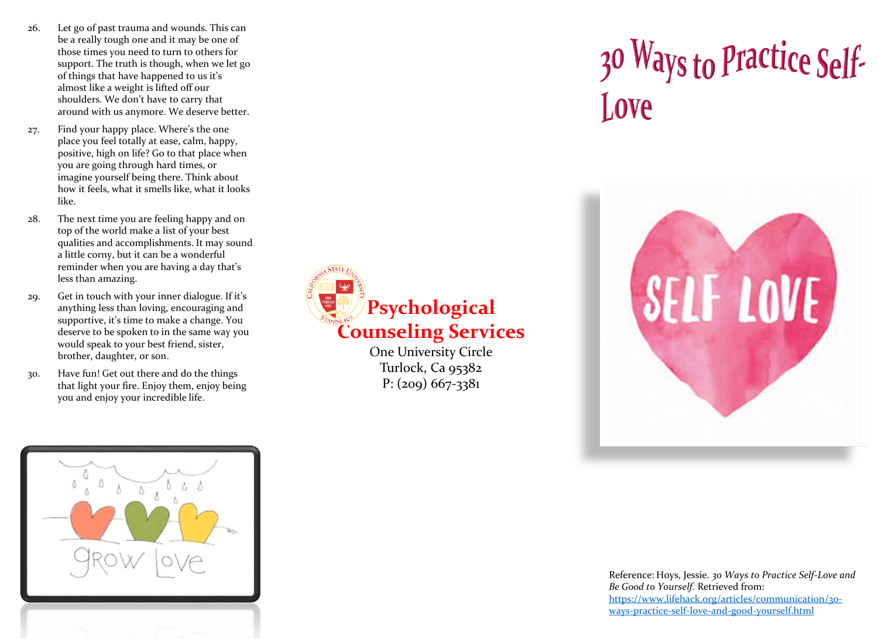26. Let go of past trauma and wounds. This can be a really tough one and it may be one of those times you need to turn to others for support. The truth is though, when we let go of things that have happened to us it's almost like a weight is lifted off our shoulders. We don't have to carry that around with us anymore. We deserve better.

27. Find your happy place. Where's the one place you feel totally at ease, calm, happy, positive, high on life? Go to that place when you are going through hard times, or imagine yourself being there. Think about how it feels, what it smells like, what it looks like.

28. The next time you are feeling happy and on top of the world make a list of your best qualities and accomplishments. It may sound a little corny, but it can be a wonderful reminder when you are having a day that's less than amazing.

29. Get in touch with your inner dialogue. If it's anything less than loving, encouraging and supportive, it's time to make a change. You deserve to be spoken to in the same way you would speak to your best friend, sister, brother, daughter, or son.

30. Have fun! Get out there and do the things that light your fire. Enjoy them, enjoy being you and enjoy your incredible life.

**Psychological Counseling Services**

One University Circle
Turlock, Ca 95382
P: (209) 667-3381

# 30 Ways to Practice Self-Love

Reference: Hoys, Jessie. *30 Ways to Practice Self-Love and Be Good to Yourself.* Retrieved from: https://www.lifehack.org/articles/communication/30-ways-practice-self-love-and-good-yourself.html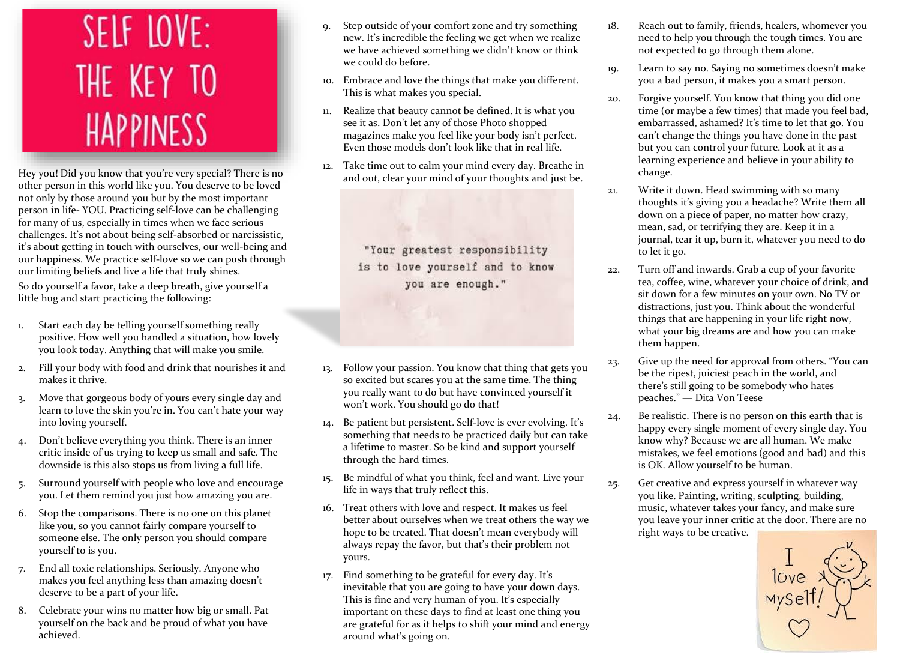# SELF LOVE: THE KEY TO HAPPINESS

Hey you! Did you know that you're very special? There is no other person in this world like you. You deserve to be loved not only by those around you but by the most important person in life- YOU. Practicing self-love can be challenging for many of us, especially in times when we face serious challenges. It's not about being self-absorbed or narcissistic, it's about getting in touch with ourselves, our well-being and our happiness. We practice self-love so we can push through our limiting beliefs and live a life that truly shines.

So do yourself a favor, take a deep breath, give yourself a little hug and start practicing the following:

1. Start each day be telling yourself something really positive. How well you handled a situation, how lovely you look today. Anything that will make you smile.
2. Fill your body with food and drink that nourishes it and makes it thrive.
3. Move that gorgeous body of yours every single day and learn to love the skin you're in. You can't hate your way into loving yourself.
4. Don't believe everything you think. There is an inner critic inside of us trying to keep us small and safe. The downside is this also stops us from living a full life.
5. Surround yourself with people who love and encourage you. Let them remind you just how amazing you are.
6. Stop the comparisons. There is no one on this planet like you, so you cannot fairly compare yourself to someone else. The only person you should compare yourself to is you.
7. End all toxic relationships. Seriously. Anyone who makes you feel anything less than amazing doesn't deserve to be a part of your life.
8. Celebrate your wins no matter how big or small. Pat yourself on the back and be proud of what you have achieved.
9. Step outside of your comfort zone and try something new. It's incredible the feeling we get when we realize we have achieved something we didn't know or think we could do before.
10. Embrace and love the things that make you different. This is what makes you special.
11. Realize that beauty cannot be defined. It is what you see it as. Don't let any of those Photo shopped magazines make you feel like your body isn't perfect. Even those models don't look like that in real life.
12. Take time out to calm your mind every day. Breathe in and out, clear your mind of your thoughts and just be.

"Your greatest responsibility is to love yourself and to know you are enough."

13. Follow your passion. You know that thing that gets you so excited but scares you at the same time. The thing you really want to do but have convinced yourself it won't work. You should go do that!
14. Be patient but persistent. Self-love is ever evolving. It's something that needs to be practiced daily but can take a lifetime to master. So be kind and support yourself through the hard times.
15. Be mindful of what you think, feel and want. Live your life in ways that truly reflect this.
16. Treat others with love and respect. It makes us feel better about ourselves when we treat others the way we hope to be treated. That doesn't mean everybody will always repay the favor, but that's their problem not yours.
17. Find something to be grateful for every day. It's inevitable that you are going to have your down days. This is fine and very human of you. It's especially important on these days to find at least one thing you are grateful for as it helps to shift your mind and energy around what's going on.
18. Reach out to family, friends, healers, whomever you need to help you through the tough times. You are not expected to go through them alone.
19. Learn to say no. Saying no sometimes doesn't make you a bad person, it makes you a smart person.
20. Forgive yourself. You know that thing you did one time (or maybe a few times) that made you feel bad, embarrassed, ashamed? It's time to let that go. You can't change the things you have done in the past but you can control your future. Look at it as a learning experience and believe in your ability to change.
21. Write it down. Head swimming with so many thoughts it's giving you a headache? Write them all down on a piece of paper, no matter how crazy, mean, sad, or terrifying they are. Keep it in a journal, tear it up, burn it, whatever you need to do to let it go.
22. Turn off and inwards. Grab a cup of your favorite tea, coffee, wine, whatever your choice of drink, and sit down for a few minutes on your own. No TV or distractions, just you. Think about the wonderful things that are happening in your life right now, what your big dreams are and how you can make them happen.
23. Give up the need for approval from others. "You can be the ripest, juiciest peach in the world, and there's still going to be somebody who hates peaches." — Dita Von Teese
24. Be realistic. There is no person on this earth that is happy every single moment of every single day. You know why? Because we are all human. We make mistakes, we feel emotions (good and bad) and this is OK. Allow yourself to be human.
25. Get creative and express yourself in whatever way you like. Painting, writing, sculpting, building, music, whatever takes your fancy, and make sure you leave your inner critic at the door. There are no right ways to be creative.

I love myself!